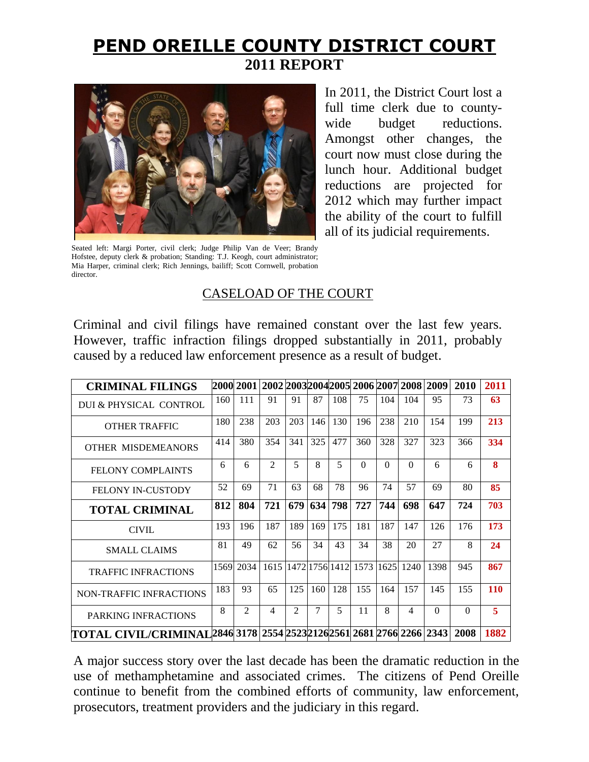# PEND OREILLE COUNTY DISTRICT COURT

## 2011 REPORT

Seated left: Margi Porter, civil clerk; Judge Philip Van de Veer; Brandy Hofstee, deputy clerk & probation; Standing: T.J. Keogh, court administrator; Mia Harper, criminal clerk; Rich Jennings, bailiff; Scott Cornwell, probation director.

In 2011, the District Court lost a full time clerk due to county-wide budget reductions. Amongst other changes, the court now must close during the lunch hour. Additional budget reductions are projected for 2012 which may further impact the ability of the court to fulfill all of its judicial requirements.

### CASELOAD OF THE COURT

Criminal and civil filings have remained constant over the last few years. However, traffic infraction filings dropped substantially in 2011, probably caused by a reduced law enforcement presence as a result of budget.

| **CRIMINAL FILINGS** | **2000** | **2001** | **2002** | **2003** | **2004** | **2005** | **2006** | **2007** | **2008** | **2009** | **2010** | **2011** |
|---|---|---|---|---|---|---|---|---|---|---|---|---|
| DUI & PHYSICAL CONTROL | 160 | 111 | 91 | 91 | 87 | 108 | 75 | 104 | 104 | 95 | 73 | **63** |
| OTHER TRAFFIC | 180 | 238 | 203 | 203 | 146 | 130 | 196 | 238 | 210 | 154 | 199 | **213** |
| OTHER MISDEMEANORS | 414 | 380 | 354 | 341 | 325 | 477 | 360 | 328 | 327 | 323 | 366 | **334** |
| FELONY COMPLAINTS | 6 | 6 | 2 | 5 | 8 | 5 | 0 | 0 | 0 | 6 | 6 | **8** |
| FELONY IN-CUSTODY | 52 | 69 | 71 | 63 | 68 | 78 | 96 | 74 | 57 | 69 | 80 | **85** |
| **TOTAL CRIMINAL** | **812** | **804** | **721** | **679** | **634** | **798** | **727** | **744** | **698** | **647** | **724** | **703** |
| CIVIL | 193 | 196 | 187 | 189 | 169 | 175 | 181 | 187 | 147 | 126 | 176 | **173** |
| SMALL CLAIMS | 81 | 49 | 62 | 56 | 34 | 43 | 34 | 38 | 20 | 27 | 8 | **24** |
| TRAFFIC INFRACTIONS | 1569 | 2034 | 1615 | 1472 | 1756 | 1412 | 1573 | 1625 | 1240 | 1398 | 945 | **867** |
| NON-TRAFFIC INFRACTIONS | 183 | 93 | 65 | 125 | 160 | 128 | 155 | 164 | 157 | 145 | 155 | **110** |
| PARKING INFRACTIONS | 8 | 2 | 4 | 2 | 7 | 5 | 11 | 8 | 4 | 0 | 0 | **5** |
| **TOTAL CIVIL/CRIMINAL** | **2846** | **3178** | **2554** | **2523** | **2126** | **2561** | **2681** | **2766** | **2266** | **2343** | **2008** | **1882** |

A major success story over the last decade has been the dramatic reduction in the use of methamphetamine and associated crimes. The citizens of Pend Oreille continue to benefit from the combined efforts of community, law enforcement, prosecutors, treatment providers and the judiciary in this regard.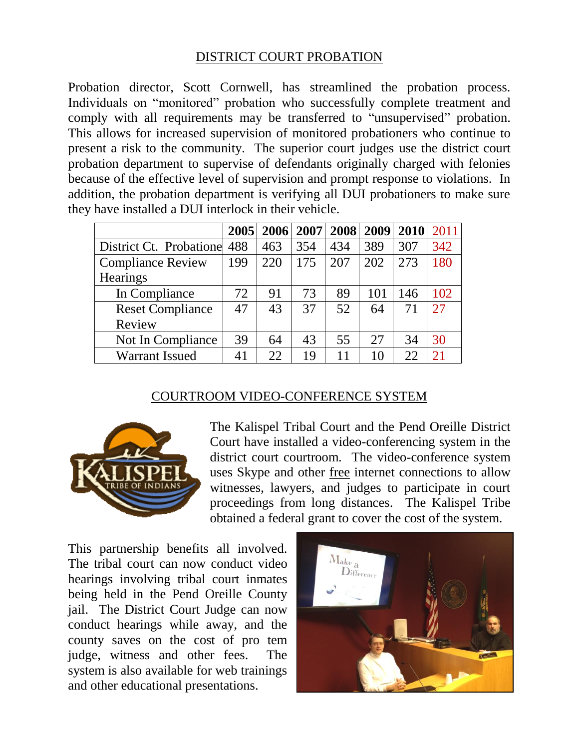## DISTRICT COURT PROBATION

Probation director, Scott Cornwell, has streamlined the probation process. Individuals on "monitored" probation who successfully complete treatment and comply with all requirements may be transferred to "unsupervised" probation. This allows for increased supervision of monitored probationers who continue to present a risk to the community. The superior court judges use the district court probation department to supervise of defendants originally charged with felonies because of the effective level of supervision and prompt response to violations. In addition, the probation department is verifying all DUI probationers to make sure they have installed a DUI interlock in their vehicle.

| | 2005 | 2006 | 2007 | 2008 | 2009 | 2010 | 2011 |
|---|---|---|---|---|---|---|---|
| District Ct. Probatione | 488 | 463 | 354 | 434 | 389 | 307 | 342 |
| Compliance Review Hearings | 199 | 220 | 175 | 207 | 202 | 273 | 180 |
| In Compliance | 72 | 91 | 73 | 89 | 101 | 146 | 102 |
| Reset Compliance Review | 47 | 43 | 37 | 52 | 64 | 71 | 27 |
| Not In Compliance | 39 | 64 | 43 | 55 | 27 | 34 | 30 |
| Warrant Issued | 41 | 22 | 19 | 11 | 10 | 22 | 21 |

## COURTROOM VIDEO-CONFERENCE SYSTEM

The Kalispel Tribal Court and the Pend Oreille District Court have installed a video-conferencing system in the district court courtroom. The video-conference system uses Skype and other free internet connections to allow witnesses, lawyers, and judges to participate in court proceedings from long distances. The Kalispel Tribe obtained a federal grant to cover the cost of the system.

This partnership benefits all involved. The tribal court can now conduct video hearings involving tribal court inmates being held in the Pend Oreille County jail. The District Court Judge can now conduct hearings while away, and the county saves on the cost of pro tem judge, witness and other fees. The system is also available for web trainings and other educational presentations.